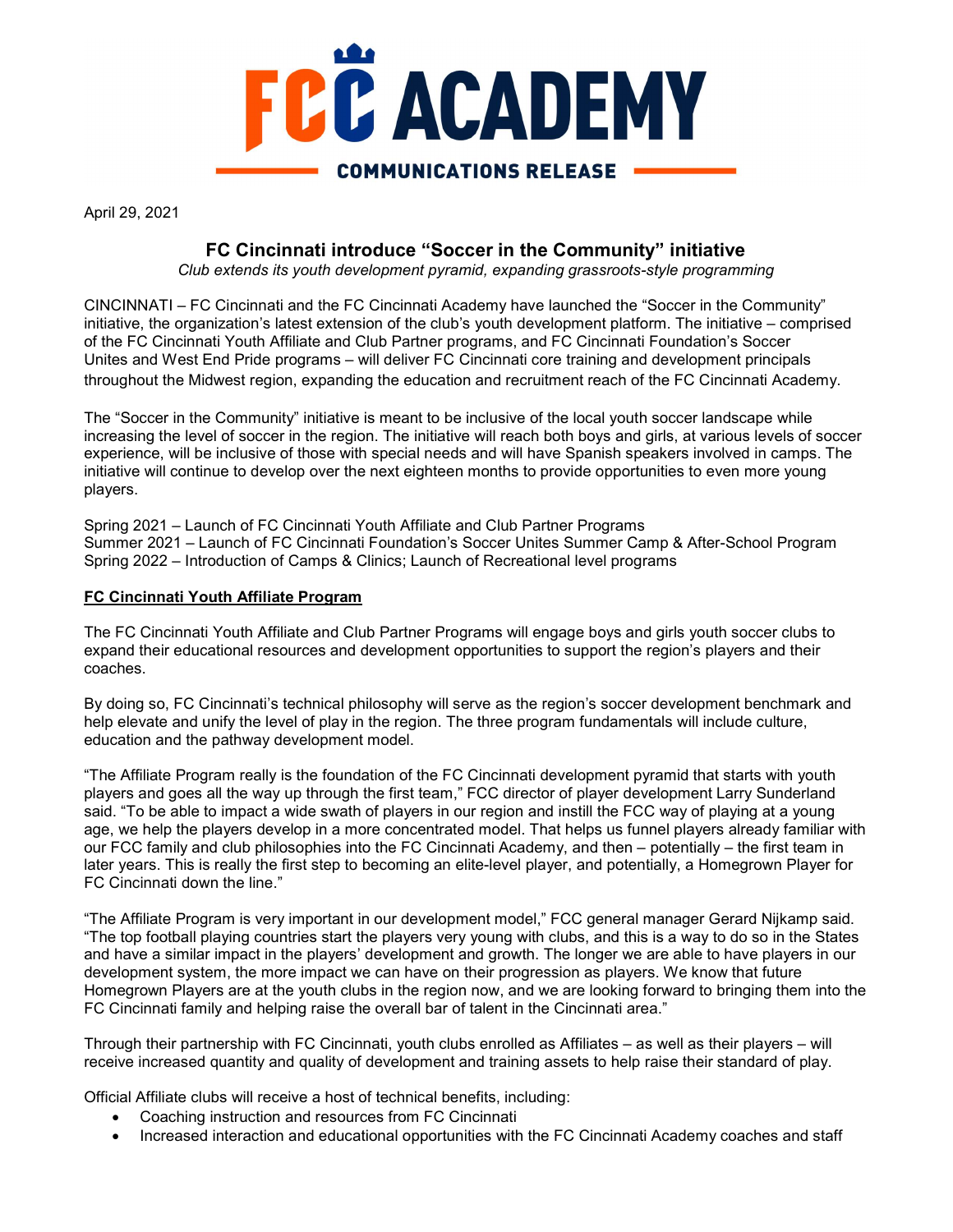# FCC ACADEMY

**COMMUNICATIONS RELEASE**

April 29, 2021

## FC Cincinnati introduce "Soccer in the Community" initiative

*Club extends its youth development pyramid, expanding grassroots-style programming*

CINCINNATI – FC Cincinnati and the FC Cincinnati Academy have launched the "Soccer in the Community" initiative, the organization's latest extension of the club's youth development platform. The initiative – comprised of the FC Cincinnati Youth Affiliate and Club Partner programs, and FC Cincinnati Foundation's Soccer Unites and West End Pride programs – will deliver FC Cincinnati core training and development principals throughout the Midwest region, expanding the education and recruitment reach of the FC Cincinnati Academy.

The "Soccer in the Community" initiative is meant to be inclusive of the local youth soccer landscape while increasing the level of soccer in the region. The initiative will reach both boys and girls, at various levels of soccer experience, will be inclusive of those with special needs and will have Spanish speakers involved in camps. The initiative will continue to develop over the next eighteen months to provide opportunities to even more young players.

Spring 2021 – Launch of FC Cincinnati Youth Affiliate and Club Partner Programs
Summer 2021 – Launch of FC Cincinnati Foundation's Soccer Unites Summer Camp & After-School Program
Spring 2022 – Introduction of Camps & Clinics; Launch of Recreational level programs

### FC Cincinnati Youth Affiliate Program

The FC Cincinnati Youth Affiliate and Club Partner Programs will engage boys and girls youth soccer clubs to expand their educational resources and development opportunities to support the region's players and their coaches.

By doing so, FC Cincinnati's technical philosophy will serve as the region's soccer development benchmark and help elevate and unify the level of play in the region. The three program fundamentals will include culture, education and the pathway development model.

"The Affiliate Program really is the foundation of the FC Cincinnati development pyramid that starts with youth players and goes all the way up through the first team," FCC director of player development Larry Sunderland said. "To be able to impact a wide swath of players in our region and instill the FCC way of playing at a young age, we help the players develop in a more concentrated model. That helps us funnel players already familiar with our FCC family and club philosophies into the FC Cincinnati Academy, and then – potentially – the first team in later years. This is really the first step to becoming an elite-level player, and potentially, a Homegrown Player for FC Cincinnati down the line."

"The Affiliate Program is very important in our development model," FCC general manager Gerard Nijkamp said. "The top football playing countries start the players very young with clubs, and this is a way to do so in the States and have a similar impact in the players' development and growth. The longer we are able to have players in our development system, the more impact we can have on their progression as players. We know that future Homegrown Players are at the youth clubs in the region now, and we are looking forward to bringing them into the FC Cincinnati family and helping raise the overall bar of talent in the Cincinnati area."

Through their partnership with FC Cincinnati, youth clubs enrolled as Affiliates – as well as their players – will receive increased quantity and quality of development and training assets to help raise their standard of play.

Official Affiliate clubs will receive a host of technical benefits, including:

- Coaching instruction and resources from FC Cincinnati
- Increased interaction and educational opportunities with the FC Cincinnati Academy coaches and staff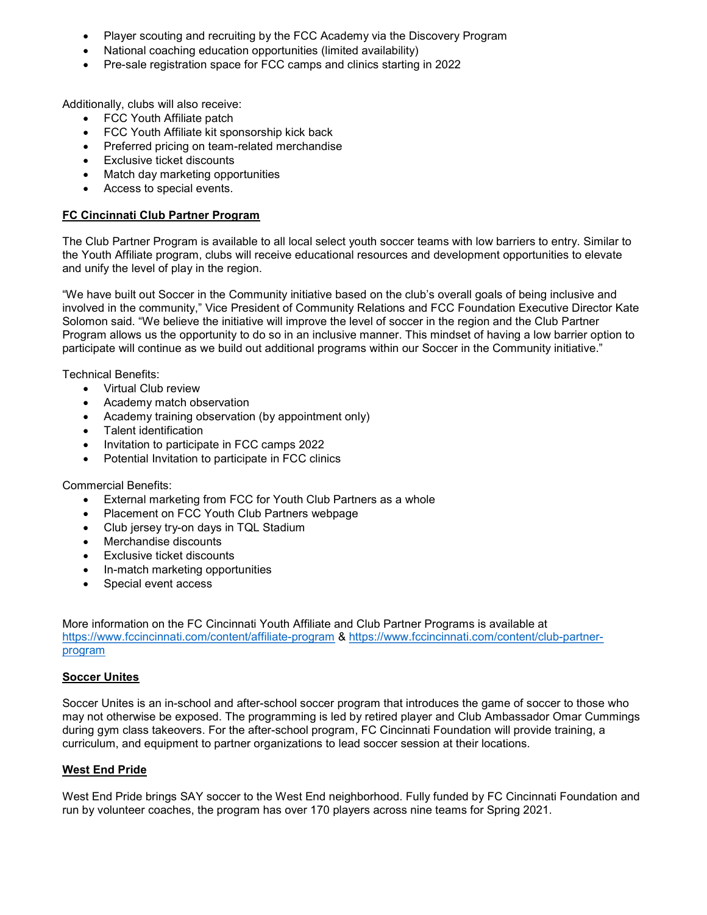- Player scouting and recruiting by the FCC Academy via the Discovery Program
- National coaching education opportunities (limited availability)
- Pre-sale registration space for FCC camps and clinics starting in 2022

Additionally, clubs will also receive:

- FCC Youth Affiliate patch
- FCC Youth Affiliate kit sponsorship kick back
- Preferred pricing on team-related merchandise
- Exclusive ticket discounts
- Match day marketing opportunities
- Access to special events.

## FC Cincinnati Club Partner Program

The Club Partner Program is available to all local select youth soccer teams with low barriers to entry. Similar to the Youth Affiliate program, clubs will receive educational resources and development opportunities to elevate and unify the level of play in the region.

"We have built out Soccer in the Community initiative based on the club's overall goals of being inclusive and involved in the community," Vice President of Community Relations and FCC Foundation Executive Director Kate Solomon said. "We believe the initiative will improve the level of soccer in the region and the Club Partner Program allows us the opportunity to do so in an inclusive manner. This mindset of having a low barrier option to participate will continue as we build out additional programs within our Soccer in the Community initiative."

Technical Benefits:

- Virtual Club review
- Academy match observation
- Academy training observation (by appointment only)
- Talent identification
- Invitation to participate in FCC camps 2022
- Potential Invitation to participate in FCC clinics

Commercial Benefits:

- External marketing from FCC for Youth Club Partners as a whole
- Placement on FCC Youth Club Partners webpage
- Club jersey try-on days in TQL Stadium
- Merchandise discounts
- Exclusive ticket discounts
- In-match marketing opportunities
- Special event access

More information on the FC Cincinnati Youth Affiliate and Club Partner Programs is available at https://www.fccincinnati.com/content/affiliate-program & https://www.fccincinnati.com/content/club-partner-program

## Soccer Unites

Soccer Unites is an in-school and after-school soccer program that introduces the game of soccer to those who may not otherwise be exposed. The programming is led by retired player and Club Ambassador Omar Cummings during gym class takeovers. For the after-school program, FC Cincinnati Foundation will provide training, a curriculum, and equipment to partner organizations to lead soccer session at their locations.

## West End Pride

West End Pride brings SAY soccer to the West End neighborhood. Fully funded by FC Cincinnati Foundation and run by volunteer coaches, the program has over 170 players across nine teams for Spring 2021.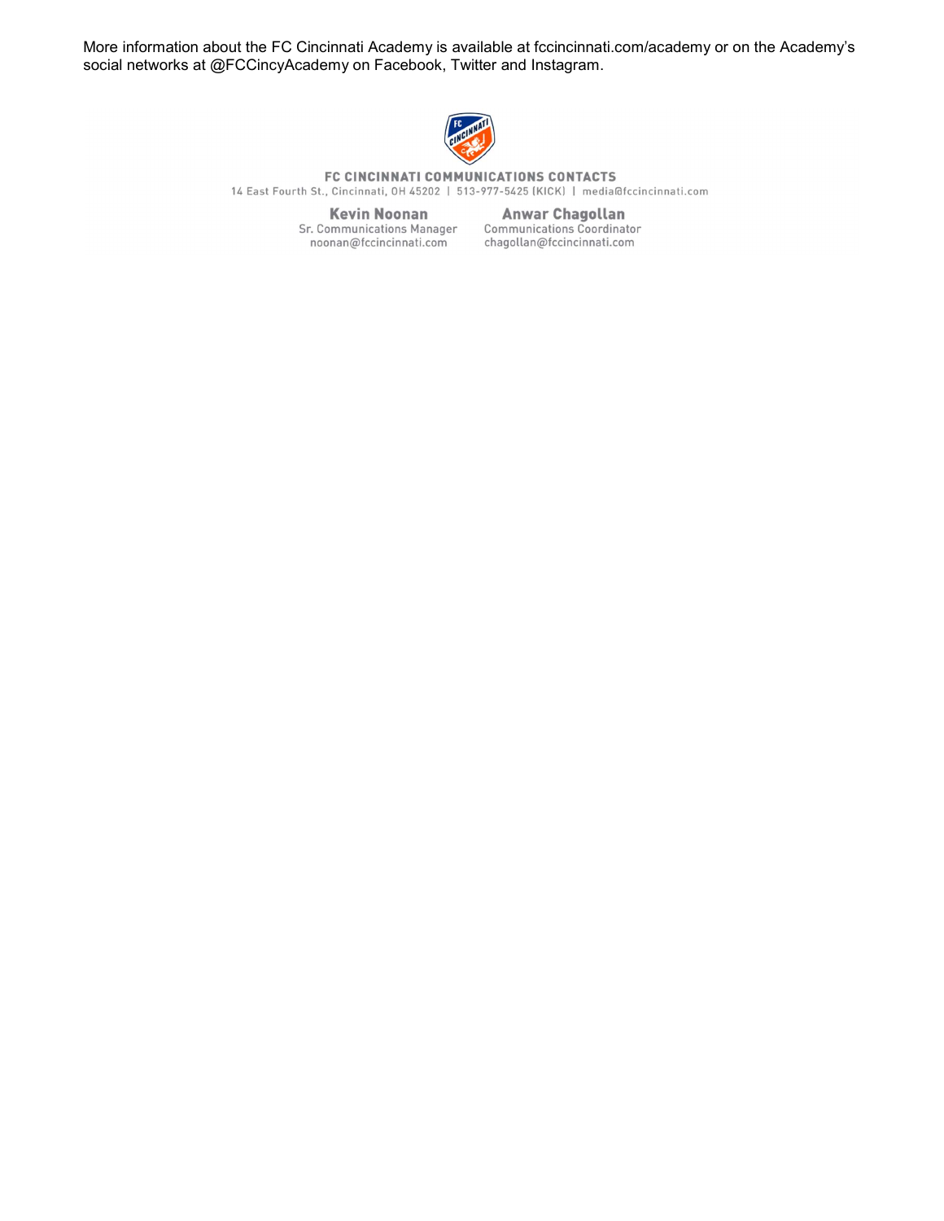More information about the FC Cincinnati Academy is available at fccincinnati.com/academy or on the Academy's social networks at @FCCincyAcademy on Facebook, Twitter and Instagram.

**FC CINCINNATI COMMUNICATIONS CONTACTS**

14 East Fourth St., Cincinnati, OH 45202 | 513-977-5425 (KICK) | media@fccincinnati.com

**Kevin Noonan**
Sr. Communications Manager
noonan@fccincinnati.com

**Anwar Chagollan**
Communications Coordinator
chagollan@fccincinnati.com